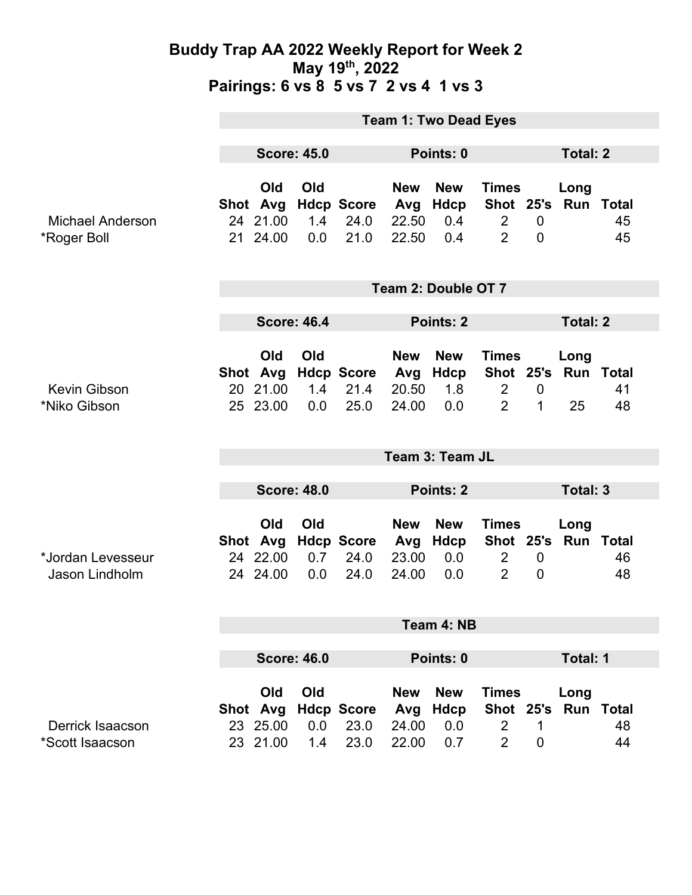# Buddy Trap AA 2022 Weekly Report for Week 2
## May 19th, 2022
## Pairings: 6 vs 8  5 vs 7  2 vs 4  1 vs 3

### Team 1: Two Dead Eyes

**Score: 45.0** | **Points: 0** | **Total: 2**

| | Shot | Old Avg | Old Hdcp | Score | New Avg | New Hdcp | Times Shot | 25's | Long Run | Total |
|---|---|---|---|---|---|---|---|---|---|---|
| Michael Anderson | 24 | 21.00 | 1.4 | 24.0 | 22.50 | 0.4 | 2 | 0 | | 45 |
| *Roger Boll | 21 | 24.00 | 0.0 | 21.0 | 22.50 | 0.4 | 2 | 0 | | 45 |

### Team 2: Double OT 7

**Score: 46.4** | **Points: 2** | **Total: 2**

| | Shot | Old Avg | Old Hdcp | Score | New Avg | New Hdcp | Times Shot | 25's | Long Run | Total |
|---|---|---|---|---|---|---|---|---|---|---|
| Kevin Gibson | 20 | 21.00 | 1.4 | 21.4 | 20.50 | 1.8 | 2 | 0 | | 41 |
| *Niko Gibson | 25 | 23.00 | 0.0 | 25.0 | 24.00 | 0.0 | 2 | 1 | 25 | 48 |

### Team 3: Team JL

**Score: 48.0** | **Points: 2** | **Total: 3**

| | Shot | Old Avg | Old Hdcp | Score | New Avg | New Hdcp | Times Shot | 25's | Long Run | Total |
|---|---|---|---|---|---|---|---|---|---|---|
| *Jordan Levesseur | 24 | 22.00 | 0.7 | 24.0 | 23.00 | 0.0 | 2 | 0 | | 46 |
| Jason Lindholm | 24 | 24.00 | 0.0 | 24.0 | 24.00 | 0.0 | 2 | 0 | | 48 |

### Team 4: NB

**Score: 46.0** | **Points: 0** | **Total: 1**

| | Shot | Old Avg | Old Hdcp | Score | New Avg | New Hdcp | Times Shot | 25's | Long Run | Total |
|---|---|---|---|---|---|---|---|---|---|---|
| Derrick Isaacson | 23 | 25.00 | 0.0 | 23.0 | 24.00 | 0.0 | 2 | 1 | | 48 |
| *Scott Isaacson | 23 | 21.00 | 1.4 | 23.0 | 22.00 | 0.7 | 2 | 0 | | 44 |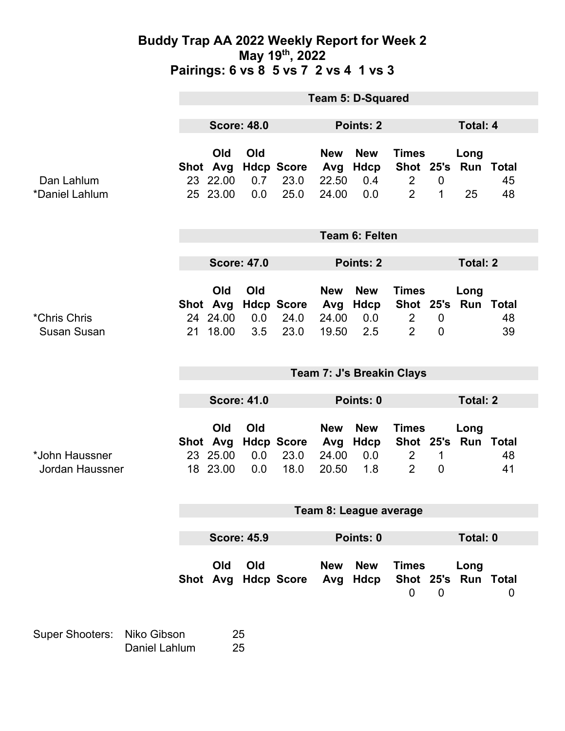# Buddy Trap AA 2022 Weekly Report for Week 2

## May 19th, 2022

## Pairings: 6 vs 8 5 vs 7 2 vs 4 1 vs 3

### Team 5: D-Squared

**Score: 48.0** | **Points: 2** | **Total: 4**

| | Shot | Old Avg | Old Hdcp | Score | New Avg | New Hdcp | Times Shot | 25's | Long Run | Total |
|---|---|---|---|---|---|---|---|---|---|---|
| Dan Lahlum | 23 | 22.00 | 0.7 | 23.0 | 22.50 | 0.4 | 2 | 0 | | 45 |
| *Daniel Lahlum | 25 | 23.00 | 0.0 | 25.0 | 24.00 | 0.0 | 2 | 1 | 25 | 48 |

### Team 6: Felten

**Score: 47.0** | **Points: 2** | **Total: 2**

| | Shot | Old Avg | Old Hdcp | Score | New Avg | New Hdcp | Times Shot | 25's | Long Run | Total |
|---|---|---|---|---|---|---|---|---|---|---|
| *Chris Chris | 24 | 24.00 | 0.0 | 24.0 | 24.00 | 0.0 | 2 | 0 | | 48 |
| Susan Susan | 21 | 18.00 | 3.5 | 23.0 | 19.50 | 2.5 | 2 | 0 | | 39 |

### Team 7: J's Breakin Clays

**Score: 41.0** | **Points: 0** | **Total: 2**

| | Shot | Old Avg | Old Hdcp | Score | New Avg | New Hdcp | Times Shot | 25's | Long Run | Total |
|---|---|---|---|---|---|---|---|---|---|---|
| *John Haussner | 23 | 25.00 | 0.0 | 23.0 | 24.00 | 0.0 | 2 | 1 | | 48 |
| Jordan Haussner | 18 | 23.00 | 0.0 | 18.0 | 20.50 | 1.8 | 2 | 0 | | 41 |

### Team 8: League average

**Score: 45.9** | **Points: 0** | **Total: 0**

| | Shot | Old Avg | Old Hdcp | Score | New Avg | New Hdcp | Times Shot | 25's | Long Run | Total |
|---|---|---|---|---|---|---|---|---|---|---|
| | | | | | | | 0 | 0 | | 0 |

| | | |
|---|---|---|
| Super Shooters: | Niko Gibson | 25 |
| | Daniel Lahlum | 25 |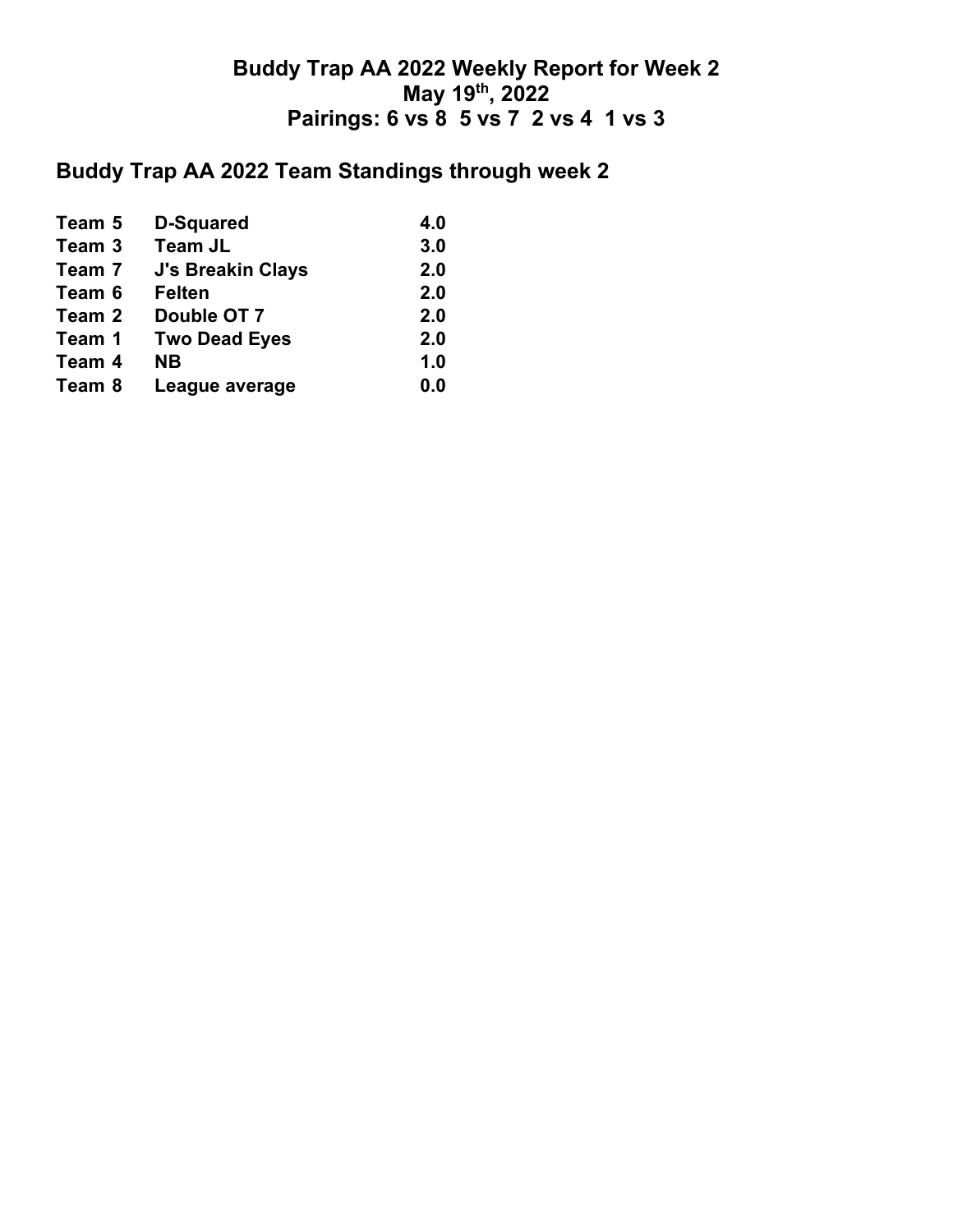# Buddy Trap AA 2022 Weekly Report for Week 2
# May 19th, 2022
# Pairings: 6 vs 8 5 vs 7 2 vs 4 1 vs 3

## Buddy Trap AA 2022 Team Standings through week 2

| | | |
|---|---|---|
| **Team 5** | **D-Squared** | **4.0** |
| **Team 3** | **Team JL** | **3.0** |
| **Team 7** | **J's Breakin Clays** | **2.0** |
| **Team 6** | **Felten** | **2.0** |
| **Team 2** | **Double OT 7** | **2.0** |
| **Team 1** | **Two Dead Eyes** | **2.0** |
| **Team 4** | **NB** | **1.0** |
| **Team 8** | **League average** | **0.0** |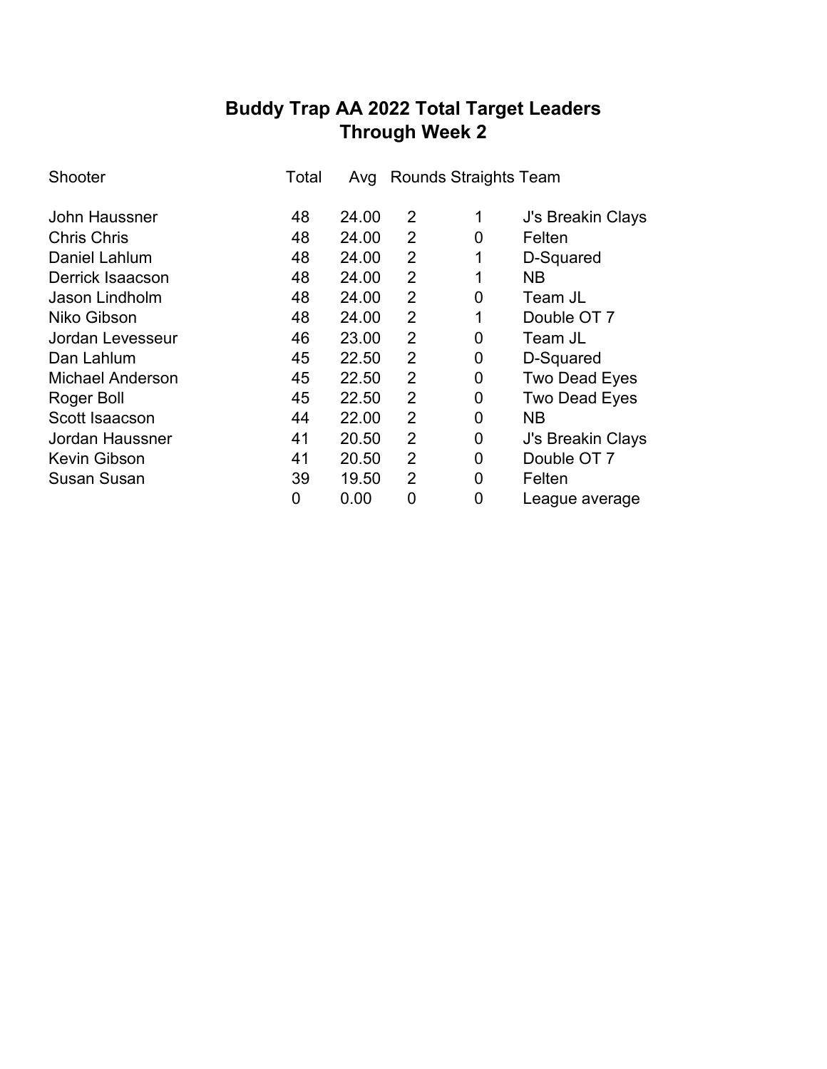# Buddy Trap AA 2022 Total Target Leaders
## Through Week 2

| Shooter | Total | Avg | Rounds | Straights | Team |
|---|---|---|---|---|---|
| John Haussner | 48 | 24.00 | 2 | 1 | J's Breakin Clays |
| Chris Chris | 48 | 24.00 | 2 | 0 | Felten |
| Daniel Lahlum | 48 | 24.00 | 2 | 1 | D-Squared |
| Derrick Isaacson | 48 | 24.00 | 2 | 1 | NB |
| Jason Lindholm | 48 | 24.00 | 2 | 0 | Team JL |
| Niko Gibson | 48 | 24.00 | 2 | 1 | Double OT 7 |
| Jordan Levesseur | 46 | 23.00 | 2 | 0 | Team JL |
| Dan Lahlum | 45 | 22.50 | 2 | 0 | D-Squared |
| Michael Anderson | 45 | 22.50 | 2 | 0 | Two Dead Eyes |
| Roger Boll | 45 | 22.50 | 2 | 0 | Two Dead Eyes |
| Scott Isaacson | 44 | 22.00 | 2 | 0 | NB |
| Jordan Haussner | 41 | 20.50 | 2 | 0 | J's Breakin Clays |
| Kevin Gibson | 41 | 20.50 | 2 | 0 | Double OT 7 |
| Susan Susan | 39 | 19.50 | 2 | 0 | Felten |
| | 0 | 0.00 | 0 | 0 | League average |